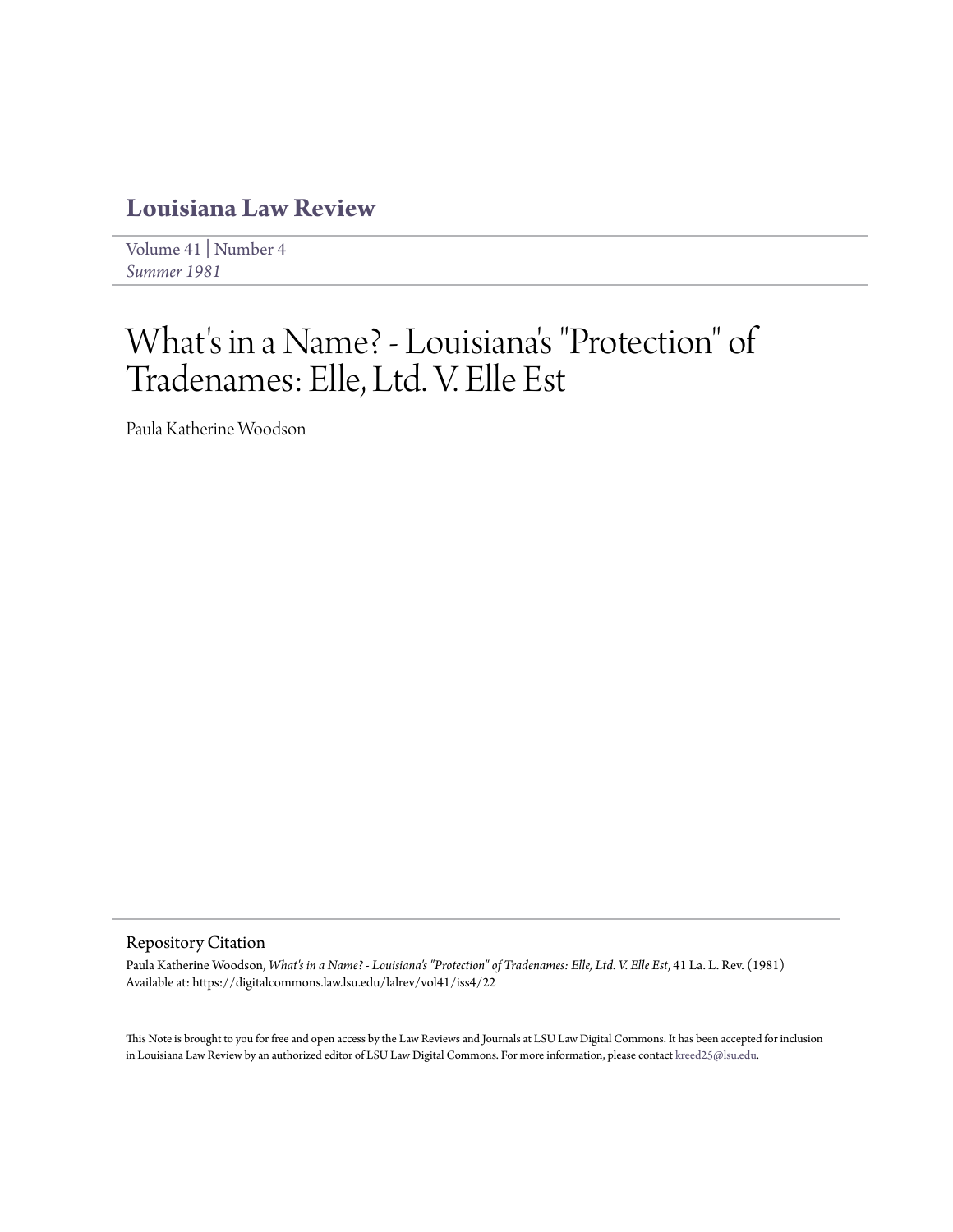## Louisiana Law Review

Volume 41 | Number 4
*Summer 1981*

# What's in a Name? - Louisiana's "Protection" of Tradenames: Elle, Ltd. V. Elle Est

Paula Katherine Woodson

### Repository Citation

Paula Katherine Woodson, *What's in a Name? - Louisiana's "Protection" of Tradenames: Elle, Ltd. V. Elle Est*, 41 La. L. Rev. (1981)
Available at: https://digitalcommons.law.lsu.edu/lalrev/vol41/iss4/22

This Note is brought to you for free and open access by the Law Reviews and Journals at LSU Law Digital Commons. It has been accepted for inclusion in Louisiana Law Review by an authorized editor of LSU Law Digital Commons. For more information, please contact kreed25@lsu.edu.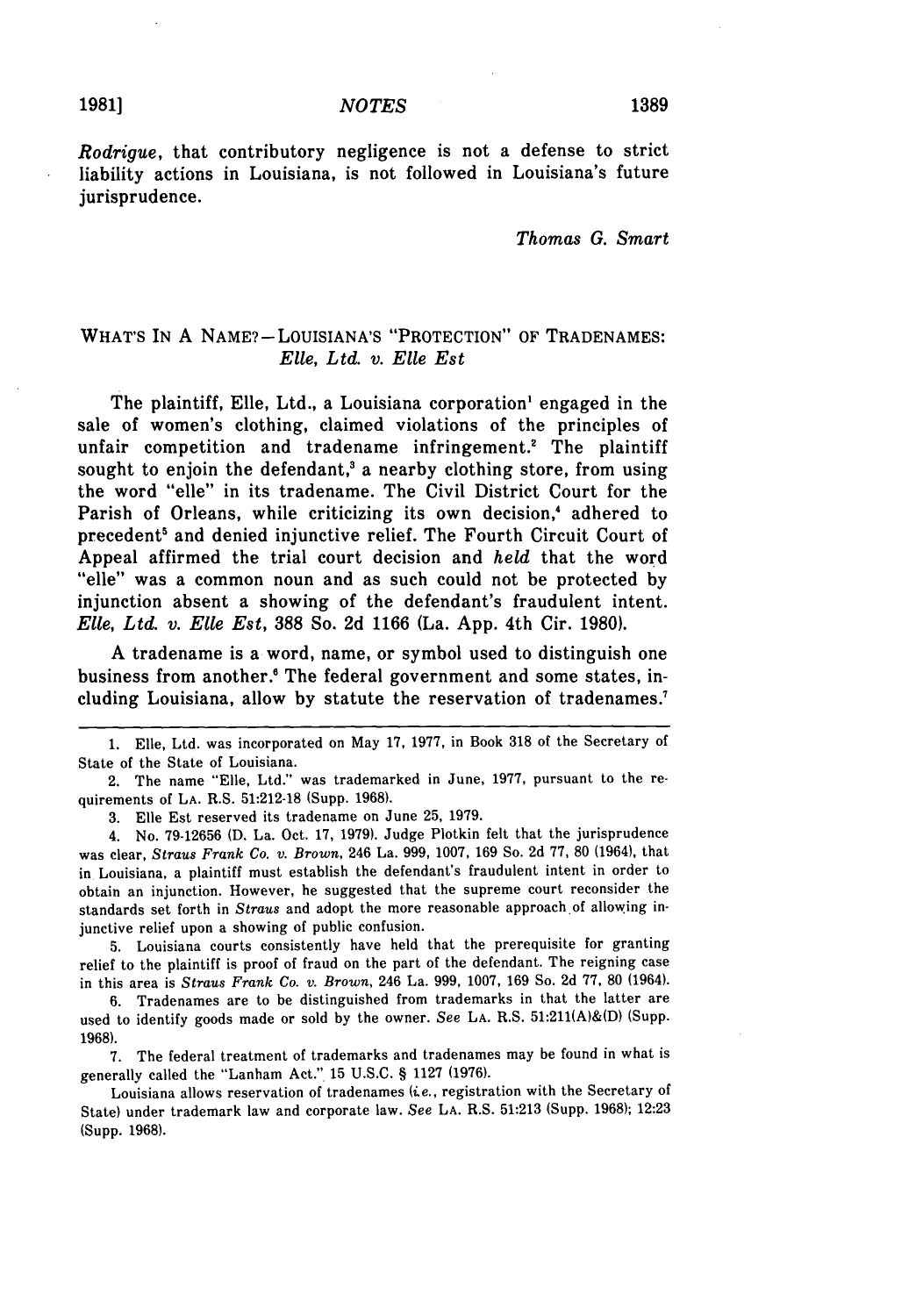*Rodrigue*, that contributory negligence is not a defense to strict liability actions in Louisiana, is not followed in Louisiana's future jurisprudence.

*Thomas G. Smart*

## WHAT'S IN A NAME?—LOUISIANA'S "PROTECTION" OF TRADENAMES: *Elle, Ltd. v. Elle Est*

The plaintiff, Elle, Ltd., a Louisiana corporation[1] engaged in the sale of women's clothing, claimed violations of the principles of unfair competition and tradename infringement.[2] The plaintiff sought to enjoin the defendant,[3] a nearby clothing store, from using the word "elle" in its tradename. The Civil District Court for the Parish of Orleans, while criticizing its own decision,[4] adhered to precedent[5] and denied injunctive relief. The Fourth Circuit Court of Appeal affirmed the trial court decision and *held* that the word "elle" was a common noun and as such could not be protected by injunction absent a showing of the defendant's fraudulent intent. *Elle, Ltd. v. Elle Est*, 388 So. 2d 1166 (La. App. 4th Cir. 1980).

A tradename is a word, name, or symbol used to distinguish one business from another.[6] The federal government and some states, including Louisiana, allow by statute the reservation of tradenames.[7]

---

1. Elle, Ltd. was incorporated on May 17, 1977, in Book 318 of the Secretary of State of the State of Louisiana.

2. The name "Elle, Ltd." was trademarked in June, 1977, pursuant to the requirements of LA. R.S. 51:212-18 (Supp. 1968).

3. Elle Est reserved its tradename on June 25, 1979.

4. No. 79-12656 (D. La. Oct. 17, 1979). Judge Plotkin felt that the jurisprudence was clear, *Straus Frank Co. v. Brown*, 246 La. 999, 1007, 169 So. 2d 77, 80 (1964), that in Louisiana, a plaintiff must establish the defendant's fraudulent intent in order to obtain an injunction. However, he suggested that the supreme court reconsider the standards set forth in *Straus* and adopt the more reasonable approach of allowing injunctive relief upon a showing of public confusion.

5. Louisiana courts consistently have held that the prerequisite for granting relief to the plaintiff is proof of fraud on the part of the defendant. The reigning case in this area is *Straus Frank Co. v. Brown*, 246 La. 999, 1007, 169 So. 2d 77, 80 (1964).

6. Tradenames are to be distinguished from trademarks in that the latter are used to identify goods made or sold by the owner. *See* LA. R.S. 51:211(A)&(D) (Supp. 1968).

7. The federal treatment of trademarks and tradenames may be found in what is generally called the "Lanham Act." 15 U.S.C. § 1127 (1976).

Louisiana allows reservation of tradenames (*i.e.*, registration with the Secretary of State) under trademark law and corporate law. *See* LA. R.S. 51:213 (Supp. 1968); 12:23 (Supp. 1968).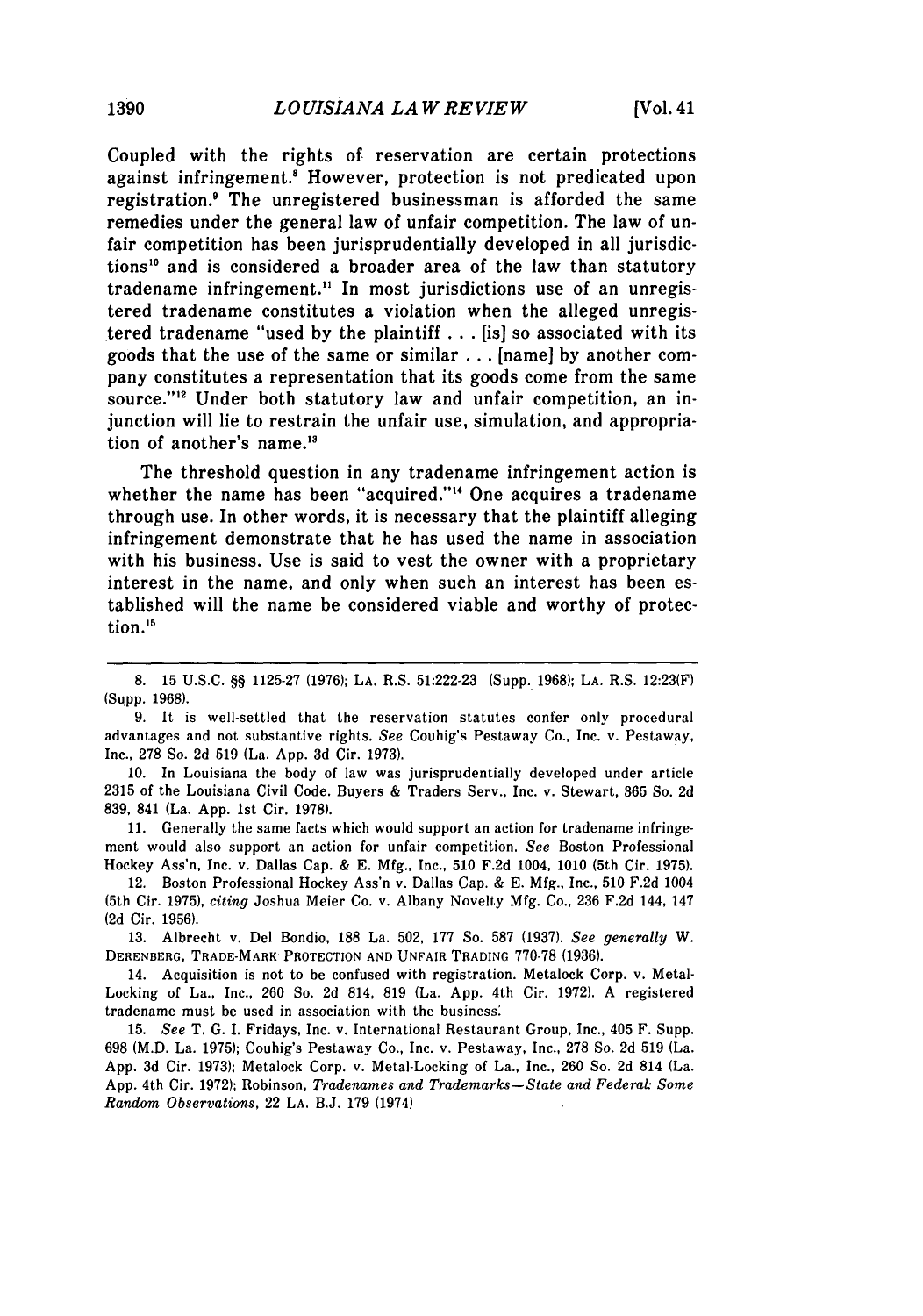Coupled with the rights of reservation are certain protections against infringement.[8] However, protection is not predicated upon registration.[9] The unregistered businessman is afforded the same remedies under the general law of unfair competition. The law of unfair competition has been jurisprudentially developed in all jurisdictions[10] and is considered a broader area of the law than statutory tradename infringement.[11] In most jurisdictions use of an unregistered tradename constitutes a violation when the alleged unregistered tradename "used by the plaintiff . . . [is] so associated with its goods that the use of the same or similar . . . [name] by another company constitutes a representation that its goods come from the same source."[12] Under both statutory law and unfair competition, an injunction will lie to restrain the unfair use, simulation, and appropriation of another's name.[13]

The threshold question in any tradename infringement action is whether the name has been "acquired."[14] One acquires a tradename through use. In other words, it is necessary that the plaintiff alleging infringement demonstrate that he has used the name in association with his business. Use is said to vest the owner with a proprietary interest in the name, and only when such an interest has been established will the name be considered viable and worthy of protection.[15]

---

8. 15 U.S.C. §§ 1125-27 (1976); LA. R.S. 51:222-23 (Supp. 1968); LA. R.S. 12:23(F) (Supp. 1968).

9. It is well-settled that the reservation statutes confer only procedural advantages and not substantive rights. *See* Couhig's Pestaway Co., Inc. v. Pestaway, Inc., 278 So. 2d 519 (La. App. 3d Cir. 1973).

10. In Louisiana the body of law was jurisprudentially developed under article 2315 of the Louisiana Civil Code. Buyers & Traders Serv., Inc. v. Stewart, 365 So. 2d 839, 841 (La. App. 1st Cir. 1978).

11. Generally the same facts which would support an action for tradename infringement would also support an action for unfair competition. *See* Boston Professional Hockey Ass'n, Inc. v. Dallas Cap. & E. Mfg., Inc., 510 F.2d 1004, 1010 (5th Cir. 1975).

12. Boston Professional Hockey Ass'n v. Dallas Cap. & E. Mfg., Inc., 510 F.2d 1004 (5th Cir. 1975), *citing* Joshua Meier Co. v. Albany Novelty Mfg. Co., 236 F.2d 144, 147 (2d Cir. 1956).

13. Albrecht v. Del Bondio, 188 La. 502, 177 So. 587 (1937). *See generally* W. DERENBERG, TRADE-MARK PROTECTION AND UNFAIR TRADING 770-78 (1936).

14. Acquisition is not to be confused with registration. Metalock Corp. v. Metal-Locking of La., Inc., 260 So. 2d 814, 819 (La. App. 4th Cir. 1972). A registered tradename must be used in association with the business.

15. *See* T. G. I. Fridays, Inc. v. International Restaurant Group, Inc., 405 F. Supp. 698 (M.D. La. 1975); Couhig's Pestaway Co., Inc. v. Pestaway, Inc., 278 So. 2d 519 (La. App. 3d Cir. 1973); Metalock Corp. v. Metal-Locking of La., Inc., 260 So. 2d 814 (La. App. 4th Cir. 1972); Robinson, *Tradenames and Trademarks—State and Federal: Some Random Observations*, 22 LA. B.J. 179 (1974)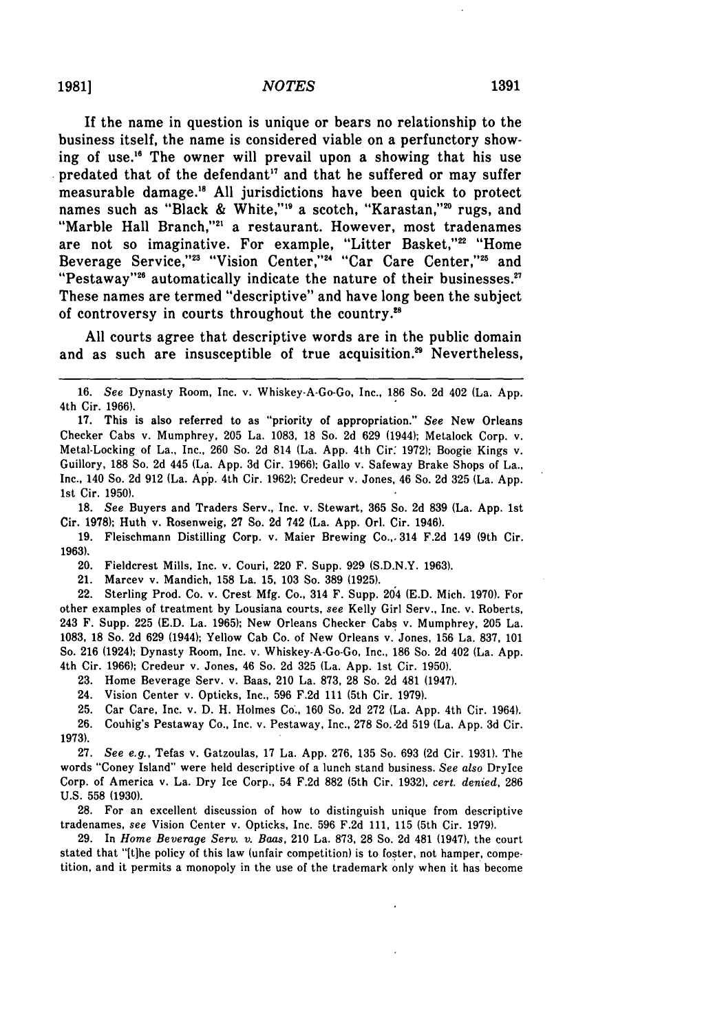If the name in question is unique or bears no relationship to the business itself, the name is considered viable on a perfunctory showing of use.[16] The owner will prevail upon a showing that his use predated that of the defendant[17] and that he suffered or may suffer measurable damage.[18] All jurisdictions have been quick to protect names such as "Black & White,"[19] a scotch, "Karastan,"[20] rugs, and "Marble Hall Branch,"[21] a restaurant. However, most tradenames are not so imaginative. For example, "Litter Basket,"[22] "Home Beverage Service,"[23] "Vision Center,"[24] "Car Care Center,"[25] and "Pestaway"[26] automatically indicate the nature of their businesses.[27] These names are termed "descriptive" and have long been the subject of controversy in courts throughout the country.[28]

All courts agree that descriptive words are in the public domain and as such are insusceptible of true acquisition.[29] Nevertheless,

---

16. *See* Dynasty Room, Inc. v. Whiskey-A-Go-Go, Inc., 186 So. 2d 402 (La. App. 4th Cir. 1966).

17. This is also referred to as "priority of appropriation." *See* New Orleans Checker Cabs v. Mumphrey, 205 La. 1083, 18 So. 2d 629 (1944); Metalock Corp. v. Metal-Locking of La., Inc., 260 So. 2d 814 (La. App. 4th Cir. 1972); Boogie Kings v. Guillory, 188 So. 2d 445 (La. App. 3d Cir. 1966); Gallo v. Safeway Brake Shops of La., Inc., 140 So. 2d 912 (La. App. 4th Cir. 1962); Credeur v. Jones, 46 So. 2d 325 (La. App. 1st Cir. 1950).

18. *See* Buyers and Traders Serv., Inc. v. Stewart, 365 So. 2d 839 (La. App. 1st Cir. 1978); Huth v. Rosenweig, 27 So. 2d 742 (La. App. Orl. Cir. 1946).

19. Fleischmann Distilling Corp. v. Maier Brewing Co., 314 F.2d 149 (9th Cir. 1963).

20. Fieldcrest Mills, Inc. v. Couri, 220 F. Supp. 929 (S.D.N.Y. 1963).

21. Marcev v. Mandich, 158 La. 15, 103 So. 389 (1925).

22. Sterling Prod. Co. v. Crest Mfg. Co., 314 F. Supp. 204 (E.D. Mich. 1970). For other examples of treatment by Lousiana courts, *see* Kelly Girl Serv., Inc. v. Roberts, 243 F. Supp. 225 (E.D. La. 1965); New Orleans Checker Cabs v. Mumphrey, 205 La. 1083, 18 So. 2d 629 (1944); Yellow Cab Co. of New Orleans v. Jones, 156 La. 837, 101 So. 216 (1924); Dynasty Room, Inc. v. Whiskey-A-Go-Go, Inc., 186 So. 2d 402 (La. App. 4th Cir. 1966); Credeur v. Jones, 46 So. 2d 325 (La. App. 1st Cir. 1950).

23. Home Beverage Serv. v. Baas, 210 La. 873, 28 So. 2d 481 (1947).

24. Vision Center v. Opticks, Inc., 596 F.2d 111 (5th Cir. 1979).

25. Car Care, Inc. v. D. H. Holmes Co., 160 So. 2d 272 (La. App. 4th Cir. 1964).

26. Couhig's Pestaway Co., Inc. v. Pestaway, Inc., 278 So. 2d 519 (La. App. 3d Cir. 1973).

27. *See e.g.*, Tefas v. Gatzoulas, 17 La. App. 276, 135 So. 693 (2d Cir. 1931). The words "Coney Island" were held descriptive of a lunch stand business. *See also* DryIce Corp. of America v. La. Dry Ice Corp., 54 F.2d 882 (5th Cir. 1932), *cert. denied*, 286 U.S. 558 (1930).

28. For an excellent discussion of how to distinguish unique from descriptive tradenames, *see* Vision Center v. Opticks, Inc. 596 F.2d 111, 115 (5th Cir. 1979).

29. In *Home Beverage Serv. v. Baas*, 210 La. 873, 28 So. 2d 481 (1947), the court stated that "[t]he policy of this law (unfair competition) is to foster, not hamper, competition, and it permits a monopoly in the use of the trademark only when it has become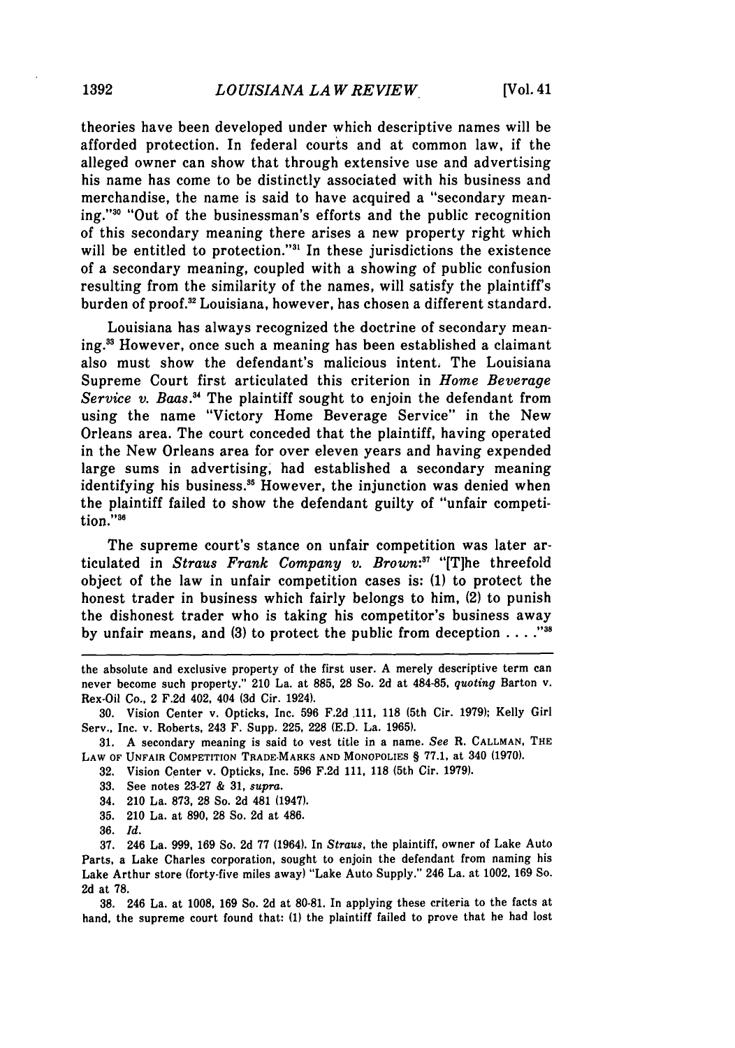theories have been developed under which descriptive names will be afforded protection. In federal courts and at common law, if the alleged owner can show that through extensive use and advertising his name has come to be distinctly associated with his business and merchandise, the name is said to have acquired a "secondary meaning."[30] "Out of the businessman's efforts and the public recognition of this secondary meaning there arises a new property right which will be entitled to protection."[31] In these jurisdictions the existence of a secondary meaning, coupled with a showing of public confusion resulting from the similarity of the names, will satisfy the plaintiff's burden of proof.[32] Louisiana, however, has chosen a different standard.

Louisiana has always recognized the doctrine of secondary meaning.[33] However, once such a meaning has been established a claimant also must show the defendant's malicious intent. The Louisiana Supreme Court first articulated this criterion in *Home Beverage Service v. Baas*.[34] The plaintiff sought to enjoin the defendant from using the name "Victory Home Beverage Service" in the New Orleans area. The court conceded that the plaintiff, having operated in the New Orleans area for over eleven years and having expended large sums in advertising, had established a secondary meaning identifying his business.[35] However, the injunction was denied when the plaintiff failed to show the defendant guilty of "unfair competition."[36]

The supreme court's stance on unfair competition was later articulated in *Straus Frank Company v. Brown*:[37] "[T]he threefold object of the law in unfair competition cases is: (1) to protect the honest trader in business which fairly belongs to him, (2) to punish the dishonest trader who is taking his competitor's business away by unfair means, and (3) to protect the public from deception . . . ."[38]

---

the absolute and exclusive property of the first user. A merely descriptive term can never become such property." 210 La. at 885, 28 So. 2d at 484-85, *quoting* Barton v. Rex-Oil Co., 2 F.2d 402, 404 (3d Cir. 1924).

30. Vision Center v. Opticks, Inc. 596 F.2d 111, 118 (5th Cir. 1979); Kelly Girl Serv., Inc. v. Roberts, 243 F. Supp. 225, 228 (E.D. La. 1965).

31. A secondary meaning is said to vest title in a name. *See* R. CALLMAN, THE LAW OF UNFAIR COMPETITION TRADE-MARKS AND MONOPOLIES § 77.1, at 340 (1970).

32. Vision Center v. Opticks, Inc. 596 F.2d 111, 118 (5th Cir. 1979).

33. See notes 23-27 & 31, *supra*.

34. 210 La. 873, 28 So. 2d 481 (1947).

35. 210 La. at 890, 28 So. 2d at 486.

36. *Id.*

37. 246 La. 999, 169 So. 2d 77 (1964). In *Straus*, the plaintiff, owner of Lake Auto Parts, a Lake Charles corporation, sought to enjoin the defendant from naming his Lake Arthur store (forty-five miles away) "Lake Auto Supply." 246 La. at 1002, 169 So. 2d at 78.

38. 246 La. at 1008, 169 So. 2d at 80-81. In applying these criteria to the facts at hand, the supreme court found that: (1) the plaintiff failed to prove that he had lost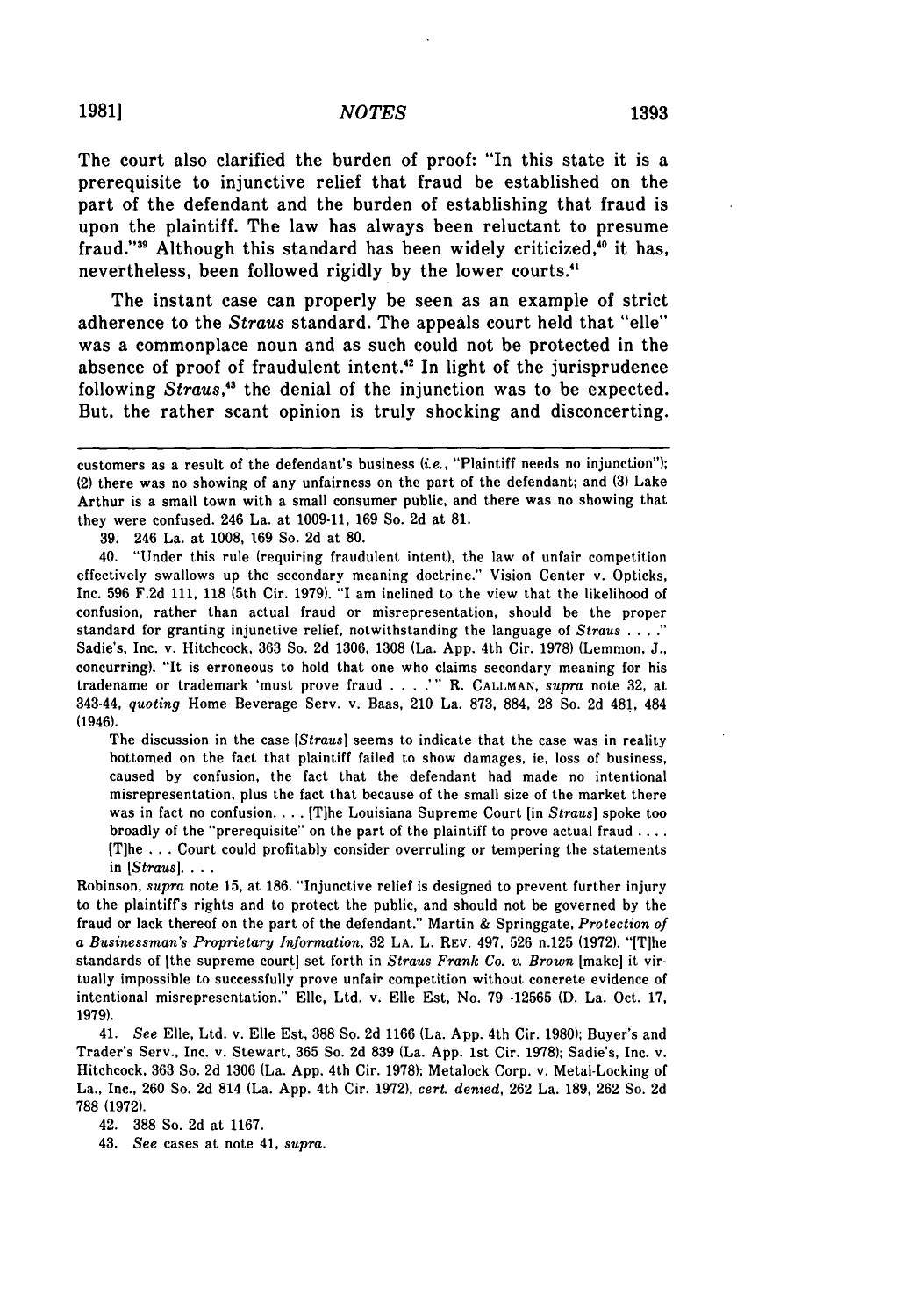The court also clarified the burden of proof: "In this state it is a prerequisite to injunctive relief that fraud be established on the part of the defendant and the burden of establishing that fraud is upon the plaintiff. The law has always been reluctant to presume fraud."[39] Although this standard has been widely criticized,[40] it has, nevertheless, been followed rigidly by the lower courts.[41]

The instant case can properly be seen as an example of strict adherence to the *Straus* standard. The appeals court held that "elle" was a commonplace noun and as such could not be protected in the absence of proof of fraudulent intent.[42] In light of the jurisprudence following *Straus*,[43] the denial of the injunction was to be expected. But, the rather scant opinion is truly shocking and disconcerting.

---

customers as a result of the defendant's business (*i.e.*, "Plaintiff needs no injunction"); (2) there was no showing of any unfairness on the part of the defendant; and (3) Lake Arthur is a small town with a small consumer public, and there was no showing that they were confused. 246 La. at 1009-11, 169 So. 2d at 81.

39. 246 La. at 1008, 169 So. 2d at 80.

40. "Under this rule (requiring fraudulent intent), the law of unfair competition effectively swallows up the secondary meaning doctrine." Vision Center v. Opticks, Inc. 596 F.2d 111, 118 (5th Cir. 1979). "I am inclined to the view that the likelihood of confusion, rather than actual fraud or misrepresentation, should be the proper standard for granting injunctive relief, notwithstanding the language of *Straus* . . . ." Sadie's, Inc. v. Hitchcock, 363 So. 2d 1306, 1308 (La. App. 4th Cir. 1978) (Lemmon, J., concurring). "It is erroneous to hold that one who claims secondary meaning for his tradename or trademark 'must prove fraud . . . .'" R. CALLMAN, *supra* note 32, at 343-44, *quoting* Home Beverage Serv. v. Baas, 210 La. 873, 884, 28 So. 2d 481, 484 (1946).

> The discussion in the case [*Straus*] seems to indicate that the case was in reality bottomed on the fact that plaintiff failed to show damages, ie, loss of business, caused by confusion, the fact that the defendant had made no intentional misrepresentation, plus the fact that because of the small size of the market there was in fact no confusion. . . . [T]he Louisiana Supreme Court [in *Straus*] spoke too broadly of the "prerequisite" on the part of the plaintiff to prove actual fraud . . . . [T]he . . . Court could profitably consider overruling or tempering the statements in [*Straus*]. . . .

Robinson, *supra* note 15, at 186. "Injunctive relief is designed to prevent further injury to the plaintiff's rights and to protect the public, and should not be governed by the fraud or lack thereof on the part of the defendant." Martin & Springgate, *Protection of a Businessman's Proprietary Information*, 32 LA. L. REV. 497, 526 n.125 (1972). "[T]he standards of [the supreme court] set forth in *Straus Frank Co. v. Brown* [make] it virtually impossible to successfully prove unfair competition without concrete evidence of intentional misrepresentation." Elle, Ltd. v. Elle Est, No. 79 -12565 (D. La. Oct. 17, 1979).

41. *See* Elle, Ltd. v. Elle Est, 388 So. 2d 1166 (La. App. 4th Cir. 1980); Buyer's and Trader's Serv., Inc. v. Stewart, 365 So. 2d 839 (La. App. 1st Cir. 1978); Sadie's, Inc. v. Hitchcock, 363 So. 2d 1306 (La. App. 4th Cir. 1978); Metalock Corp. v. Metal-Locking of La., Inc., 260 So. 2d 814 (La. App. 4th Cir. 1972), *cert. denied*, 262 La. 189, 262 So. 2d 788 (1972).

42. 388 So. 2d at 1167.

43. *See* cases at note 41, *supra*.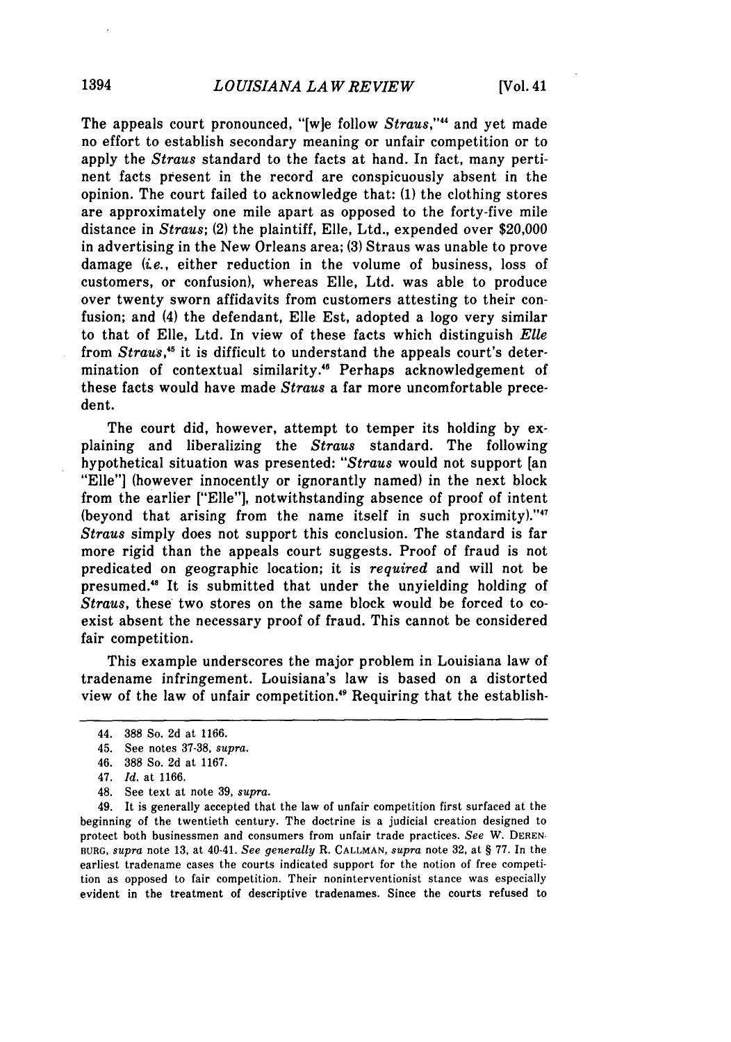The appeals court pronounced, "[w]e follow *Straus*,"[44] and yet made no effort to establish secondary meaning or unfair competition or to apply the *Straus* standard to the facts at hand. In fact, many pertinent facts present in the record are conspicuously absent in the opinion. The court failed to acknowledge that: (1) the clothing stores are approximately one mile apart as opposed to the forty-five mile distance in *Straus*; (2) the plaintiff, Elle, Ltd., expended over $20,000 in advertising in the New Orleans area; (3) Straus was unable to prove damage (*i.e.*, either reduction in the volume of business, loss of customers, or confusion), whereas Elle, Ltd. was able to produce over twenty sworn affidavits from customers attesting to their confusion; and (4) the defendant, Elle Est, adopted a logo very similar to that of Elle, Ltd. In view of these facts which distinguish *Elle* from *Straus*,[45] it is difficult to understand the appeals court's determination of contextual similarity.[46] Perhaps acknowledgement of these facts would have made *Straus* a far more uncomfortable precedent.

The court did, however, attempt to temper its holding by explaining and liberalizing the *Straus* standard. The following hypothetical situation was presented: "*Straus* would not support [an "Elle"] (however innocently or ignorantly named) in the next block from the earlier ["Elle"], notwithstanding absence of proof of intent (beyond that arising from the name itself in such proximity)."[47] *Straus* simply does not support this conclusion. The standard is far more rigid than the appeals court suggests. Proof of fraud is not predicated on geographic location; it is *required* and will not be presumed.[48] It is submitted that under the unyielding holding of *Straus*, these two stores on the same block would be forced to coexist absent the necessary proof of fraud. This cannot be considered fair competition.

This example underscores the major problem in Louisiana law of tradename infringement. Louisiana's law is based on a distorted view of the law of unfair competition.[49] Requiring that the establish-

---

44. 388 So. 2d at 1166.

45. See notes 37-38, *supra*.

46. 388 So. 2d at 1167.

47. *Id.* at 1166.

48. See text at note 39, *supra*.

49. It is generally accepted that the law of unfair competition first surfaced at the beginning of the twentieth century. The doctrine is a judicial creation designed to protect both businessmen and consumers from unfair trade practices. *See* W. DERENBURG, *supra* note 13, at 40-41. *See generally* R. CALLMAN, *supra* note 32, at § 77. In the earliest tradename cases the courts indicated support for the notion of free competition as opposed to fair competition. Their noninterventionist stance was especially evident in the treatment of descriptive tradenames. Since the courts refused to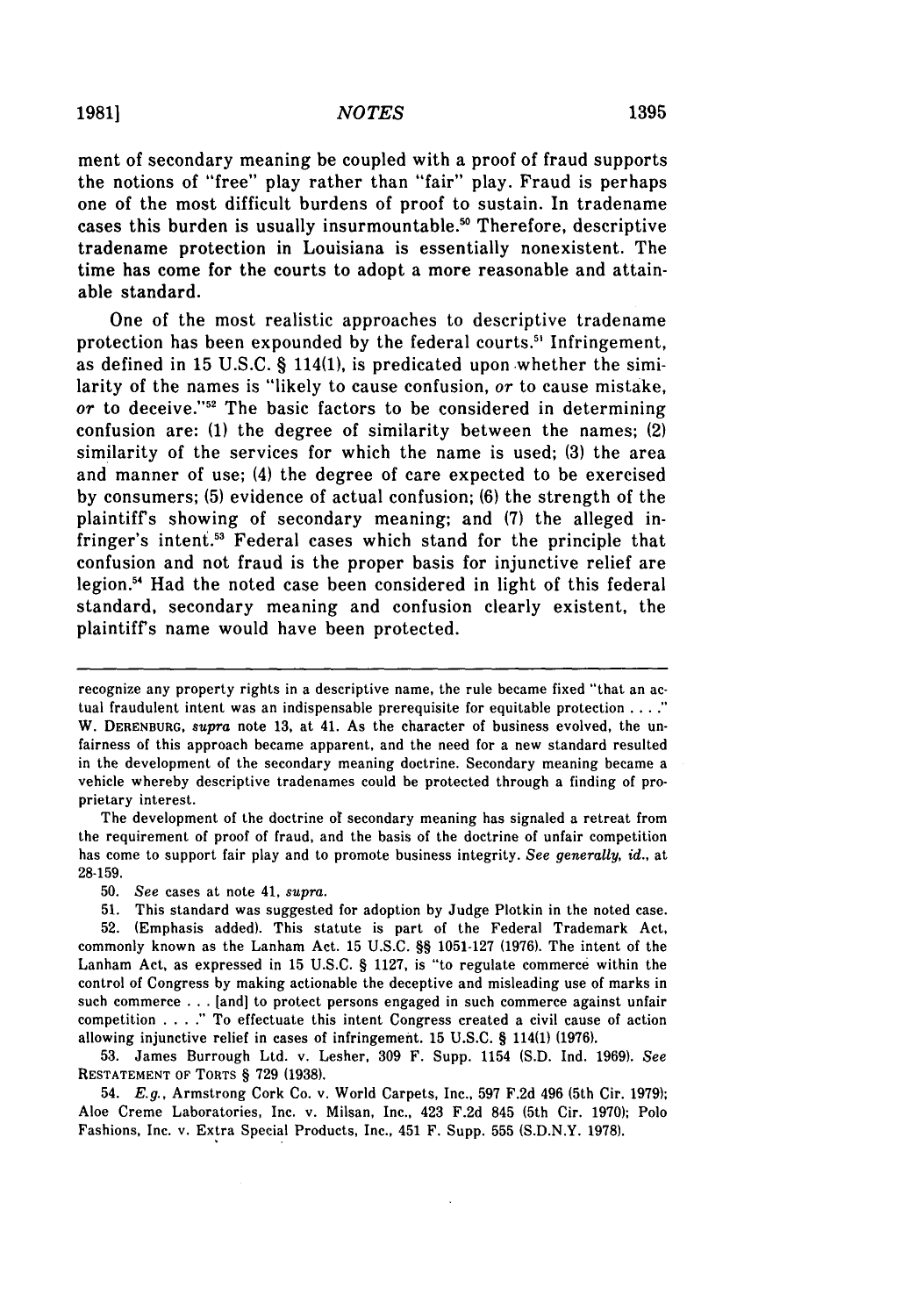ment of secondary meaning be coupled with a proof of fraud supports the notions of "free" play rather than "fair" play. Fraud is perhaps one of the most difficult burdens of proof to sustain. In tradename cases this burden is usually insurmountable.[50] Therefore, descriptive tradename protection in Louisiana is essentially nonexistent. The time has come for the courts to adopt a more reasonable and attainable standard.

One of the most realistic approaches to descriptive tradename protection has been expounded by the federal courts.[51] Infringement, as defined in 15 U.S.C. § 114(1), is predicated upon whether the similarity of the names is "likely to cause confusion, *or* to cause mistake, *or* to deceive."[52] The basic factors to be considered in determining confusion are: (1) the degree of similarity between the names; (2) similarity of the services for which the name is used; (3) the area and manner of use; (4) the degree of care expected to be exercised by consumers; (5) evidence of actual confusion; (6) the strength of the plaintiff's showing of secondary meaning; and (7) the alleged infringer's intent.[53] Federal cases which stand for the principle that confusion and not fraud is the proper basis for injunctive relief are legion.[54] Had the noted case been considered in light of this federal standard, secondary meaning and confusion clearly existent, the plaintiff's name would have been protected.

---

recognize any property rights in a descriptive name, the rule became fixed "that an actual fraudulent intent was an indispensable prerequisite for equitable protection . . . ." W. DERENBURG, *supra* note 13, at 41. As the character of business evolved, the unfairness of this approach became apparent, and the need for a new standard resulted in the development of the secondary meaning doctrine. Secondary meaning became a vehicle whereby descriptive tradenames could be protected through a finding of proprietary interest.

The development of the doctrine of secondary meaning has signaled a retreat from the requirement of proof of fraud, and the basis of the doctrine of unfair competition has come to support fair play and to promote business integrity. *See generally, id.*, at 28-159.

50. *See* cases at note 41, *supra*.

51. This standard was suggested for adoption by Judge Plotkin in the noted case.

52. (Emphasis added). This statute is part of the Federal Trademark Act, commonly known as the Lanham Act. 15 U.S.C. §§ 1051-127 (1976). The intent of the Lanham Act, as expressed in 15 U.S.C. § 1127, is "to regulate commerce within the control of Congress by making actionable the deceptive and misleading use of marks in such commerce . . . [and] to protect persons engaged in such commerce against unfair competition . . . ." To effectuate this intent Congress created a civil cause of action allowing injunctive relief in cases of infringement. 15 U.S.C. § 114(1) (1976).

53. James Burrough Ltd. v. Lesher, 309 F. Supp. 1154 (S.D. Ind. 1969). *See* RESTATEMENT OF TORTS § 729 (1938).

54. *E.g.*, Armstrong Cork Co. v. World Carpets, Inc., 597 F.2d 496 (5th Cir. 1979); Aloe Creme Laboratories, Inc. v. Milsan, Inc., 423 F.2d 845 (5th Cir. 1970); Polo Fashions, Inc. v. Extra Special Products, Inc., 451 F. Supp. 555 (S.D.N.Y. 1978).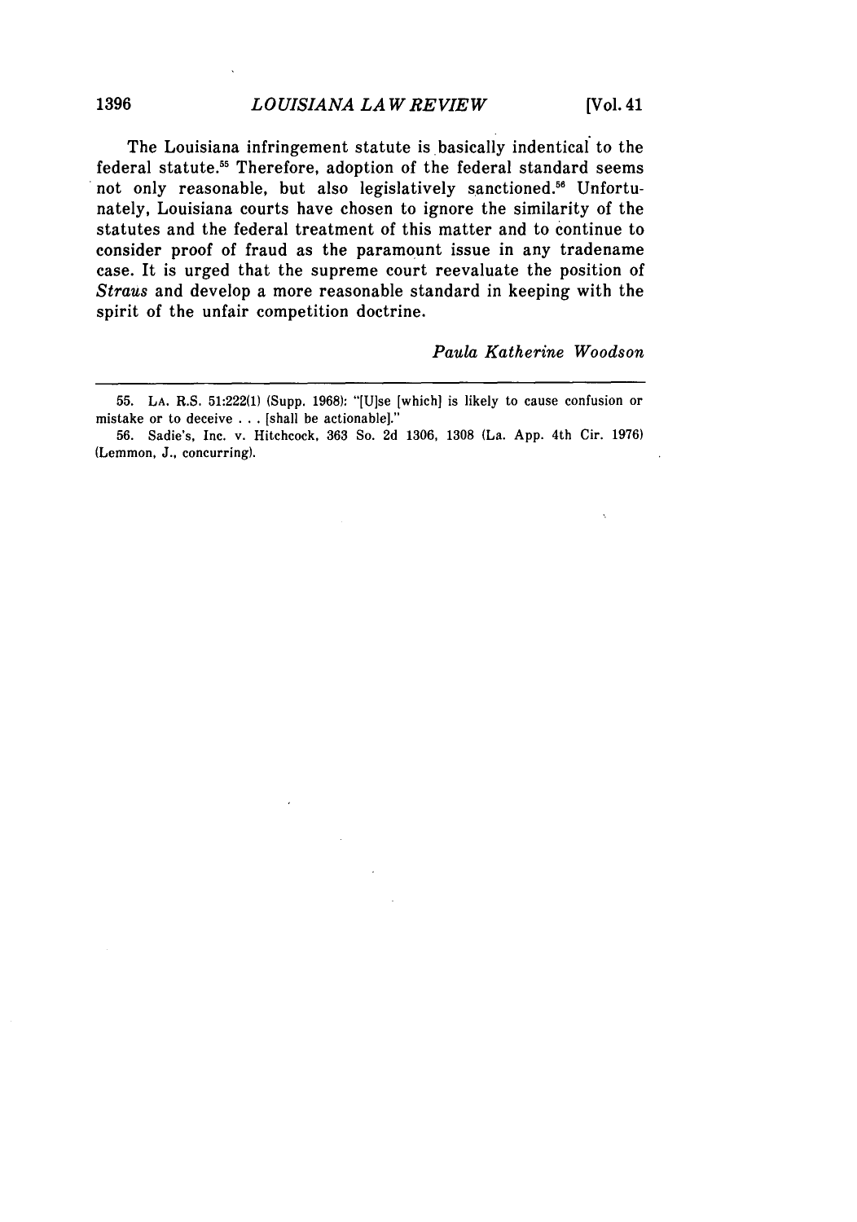The Louisiana infringement statute is basically indentical to the federal statute.[55] Therefore, adoption of the federal standard seems not only reasonable, but also legislatively sanctioned.[56] Unfortunately, Louisiana courts have chosen to ignore the similarity of the statutes and the federal treatment of this matter and to continue to consider proof of fraud as the paramount issue in any tradename case. It is urged that the supreme court reevaluate the position of *Straus* and develop a more reasonable standard in keeping with the spirit of the unfair competition doctrine.

*Paula Katherine Woodson*

---

55. LA. R.S. 51:222(1) (Supp. 1968): "[U]se [which] is likely to cause confusion or mistake or to deceive . . . [shall be actionable]."

56. Sadie's, Inc. v. Hitchcock, 363 So. 2d 1306, 1308 (La. App. 4th Cir. 1976) (Lemmon, J., concurring).